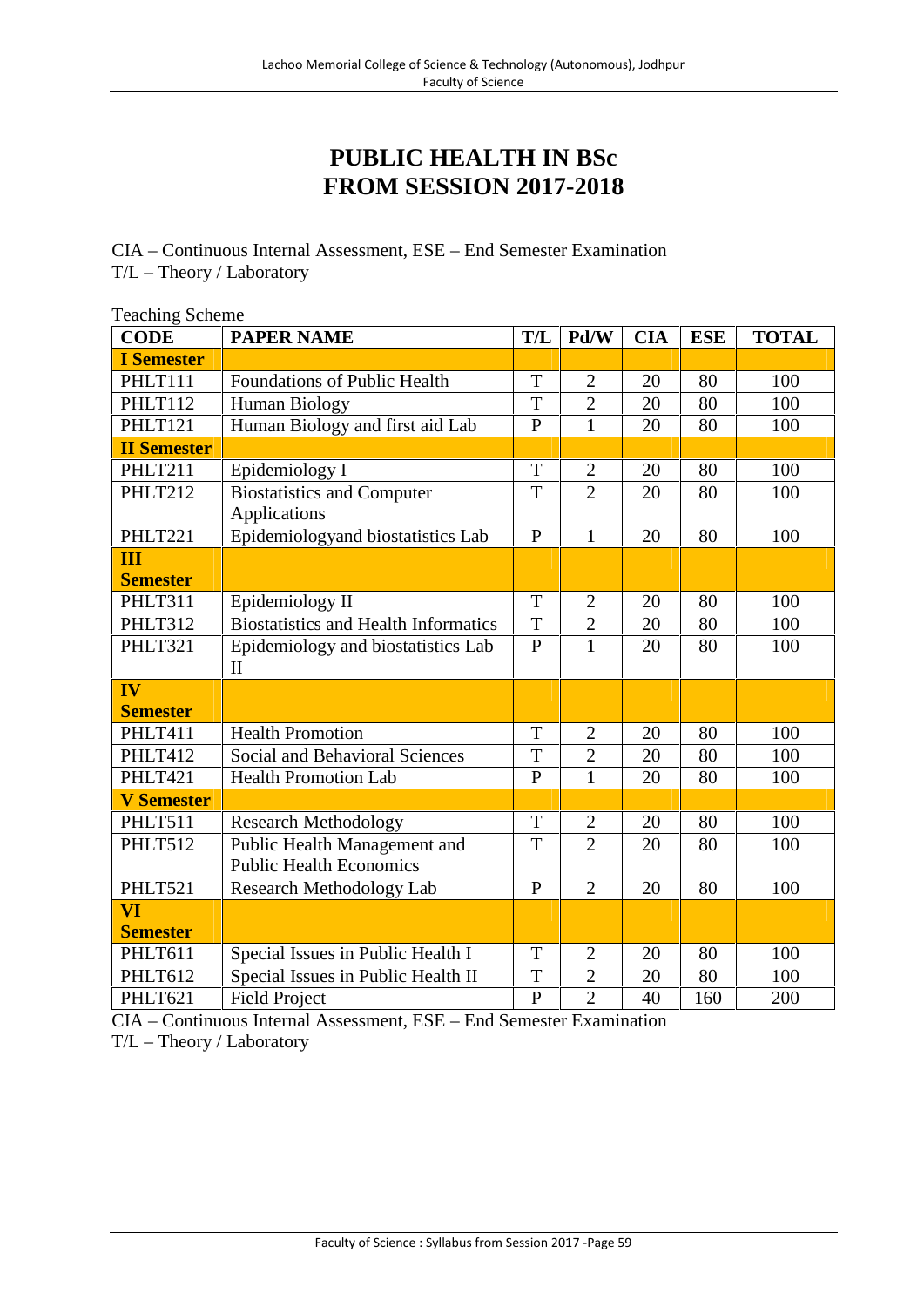# PUBLIC HEALTH IN BSc
# FROM SESSION 2017-2018

CIA – Continuous Internal Assessment, ESE – End Semester Examination
T/L – Theory / Laboratory

Teaching Scheme

| CODE | PAPER NAME | T/L | Pd/W | CIA | ESE | TOTAL |
|---|---|---|---|---|---|---|
| **I Semester** | | | | | | |
| PHLT111 | Foundations of Public Health | T | 2 | 20 | 80 | 100 |
| PHLT112 | Human Biology | T | 2 | 20 | 80 | 100 |
| PHLT121 | Human Biology and first aid Lab | P | 1 | 20 | 80 | 100 |
| **II Semester** | | | | | | |
| PHLT211 | Epidemiology I | T | 2 | 20 | 80 | 100 |
| PHLT212 | Biostatistics and Computer Applications | T | 2 | 20 | 80 | 100 |
| PHLT221 | Epidemiologyand biostatistics Lab | P | 1 | 20 | 80 | 100 |
| **III Semester** | | | | | | |
| PHLT311 | Epidemiology II | T | 2 | 20 | 80 | 100 |
| PHLT312 | Biostatistics and Health Informatics | T | 2 | 20 | 80 | 100 |
| PHLT321 | Epidemiology and biostatistics Lab II | P | 1 | 20 | 80 | 100 |
| **IV Semester** | | | | | | |
| PHLT411 | Health Promotion | T | 2 | 20 | 80 | 100 |
| PHLT412 | Social and Behavioral Sciences | T | 2 | 20 | 80 | 100 |
| PHLT421 | Health Promotion Lab | P | 1 | 20 | 80 | 100 |
| **V Semester** | | | | | | |
| PHLT511 | Research Methodology | T | 2 | 20 | 80 | 100 |
| PHLT512 | Public Health Management and Public Health Economics | T | 2 | 20 | 80 | 100 |
| PHLT521 | Research Methodology Lab | P | 2 | 20 | 80 | 100 |
| **VI Semester** | | | | | | |
| PHLT611 | Special Issues in Public Health I | T | 2 | 20 | 80 | 100 |
| PHLT612 | Special Issues in Public Health II | T | 2 | 20 | 80 | 100 |
| PHLT621 | Field Project | P | 2 | 40 | 160 | 200 |

CIA – Continuous Internal Assessment, ESE – End Semester Examination
T/L – Theory / Laboratory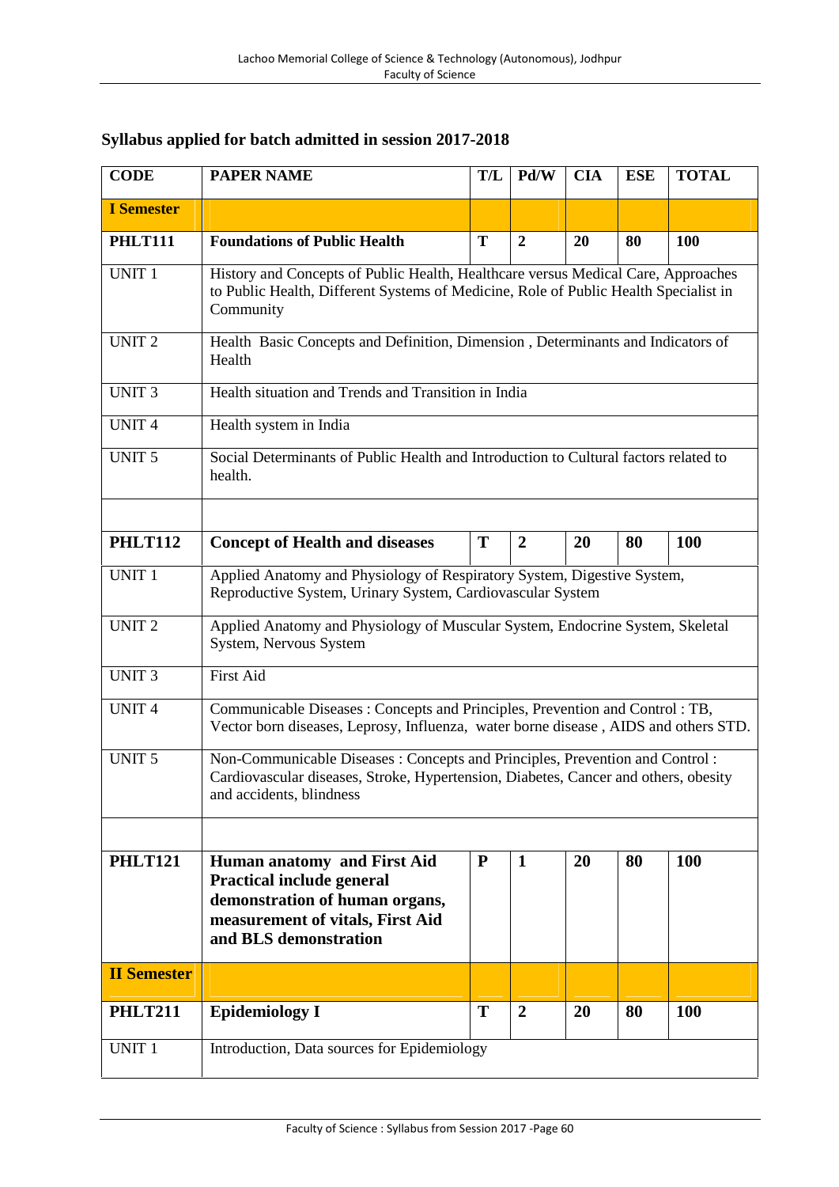## Syllabus applied for batch admitted in session 2017-2018

| CODE | PAPER NAME | T/L | Pd/W | CIA | ESE | TOTAL |
|---|---|---|---|---|---|---|
| **I Semester** | | | | | | |
| **PHLT111** | **Foundations of Public Health** | **T** | **2** | **20** | **80** | **100** |
| UNIT 1 | History and Concepts of Public Health, Healthcare versus Medical Care, Approaches to Public Health, Different Systems of Medicine, Role of Public Health Specialist in Community | | | | | |
| UNIT 2 | Health Basic Concepts and Definition, Dimension , Determinants and Indicators of Health | | | | | |
| UNIT 3 | Health situation and Trends and Transition in India | | | | | |
| UNIT 4 | Health system in India | | | | | |
| UNIT 5 | Social Determinants of Public Health and Introduction to Cultural factors related to health. | | | | | |
| | | | | | | |
| **PHLT112** | **Concept of Health and diseases** | **T** | **2** | **20** | **80** | **100** |
| UNIT 1 | Applied Anatomy and Physiology of Respiratory System, Digestive System, Reproductive System, Urinary System, Cardiovascular System | | | | | |
| UNIT 2 | Applied Anatomy and Physiology of Muscular System, Endocrine System, Skeletal System, Nervous System | | | | | |
| UNIT 3 | First Aid | | | | | |
| UNIT 4 | Communicable Diseases : Concepts and Principles, Prevention and Control : TB, Vector born diseases, Leprosy, Influenza, water borne disease , AIDS and others STD. | | | | | |
| UNIT 5 | Non-Communicable Diseases : Concepts and Principles, Prevention and Control : Cardiovascular diseases, Stroke, Hypertension, Diabetes, Cancer and others, obesity and accidents, blindness | | | | | |
| | | | | | | |
| **PHLT121** | **Human anatomy and First Aid Practical include general demonstration of human organs, measurement of vitals, First Aid and BLS demonstration** | **P** | **1** | **20** | **80** | **100** |
| **II Semester** | | | | | | |
| **PHLT211** | **Epidemiology I** | **T** | **2** | **20** | **80** | **100** |
| UNIT 1 | Introduction, Data sources for Epidemiology | | | | | |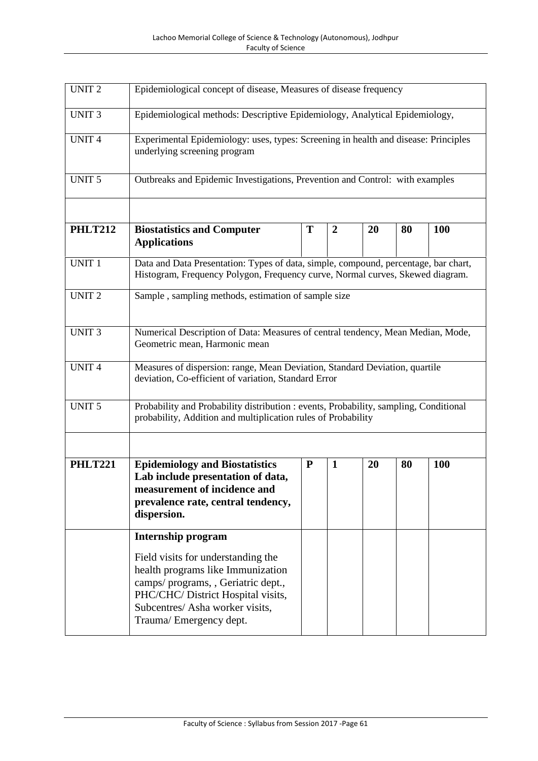| | | | | | | |
|---|---|---|---|---|---|---|
| UNIT 2 | Epidemiological concept of disease, Measures of disease frequency | | | | | |
| UNIT 3 | Epidemiological methods: Descriptive Epidemiology, Analytical Epidemiology, | | | | | |
| UNIT 4 | Experimental Epidemiology: uses, types: Screening in health and disease: Principles underlying screening program | | | | | |
| UNIT 5 | Outbreaks and Epidemic Investigations, Prevention and Control: with examples | | | | | |
| | | | | | | |
| **PHLT212** | **Biostatistics and Computer Applications** | **T** | **2** | **20** | **80** | **100** |
| UNIT 1 | Data and Data Presentation: Types of data, simple, compound, percentage, bar chart, Histogram, Frequency Polygon, Frequency curve, Normal curves, Skewed diagram. | | | | | |
| UNIT 2 | Sample , sampling methods, estimation of sample size | | | | | |
| UNIT 3 | Numerical Description of Data: Measures of central tendency, Mean Median, Mode, Geometric mean, Harmonic mean | | | | | |
| UNIT 4 | Measures of dispersion: range, Mean Deviation, Standard Deviation, quartile deviation, Co-efficient of variation, Standard Error | | | | | |
| UNIT 5 | Probability and Probability distribution : events, Probability, sampling, Conditional probability, Addition and multiplication rules of Probability | | | | | |
| | | | | | | |
| **PHLT221** | **Epidemiology and Biostatistics Lab include presentation of data, measurement of incidence and prevalence rate, central tendency, dispersion.** | **P** | **1** | **20** | **80** | **100** |
| | **Internship program** Field visits for understanding the health programs like Immunization camps/ programs, , Geriatric dept., PHC/CHC/ District Hospital visits, Subcentres/ Asha worker visits, Trauma/ Emergency dept. | | | | | |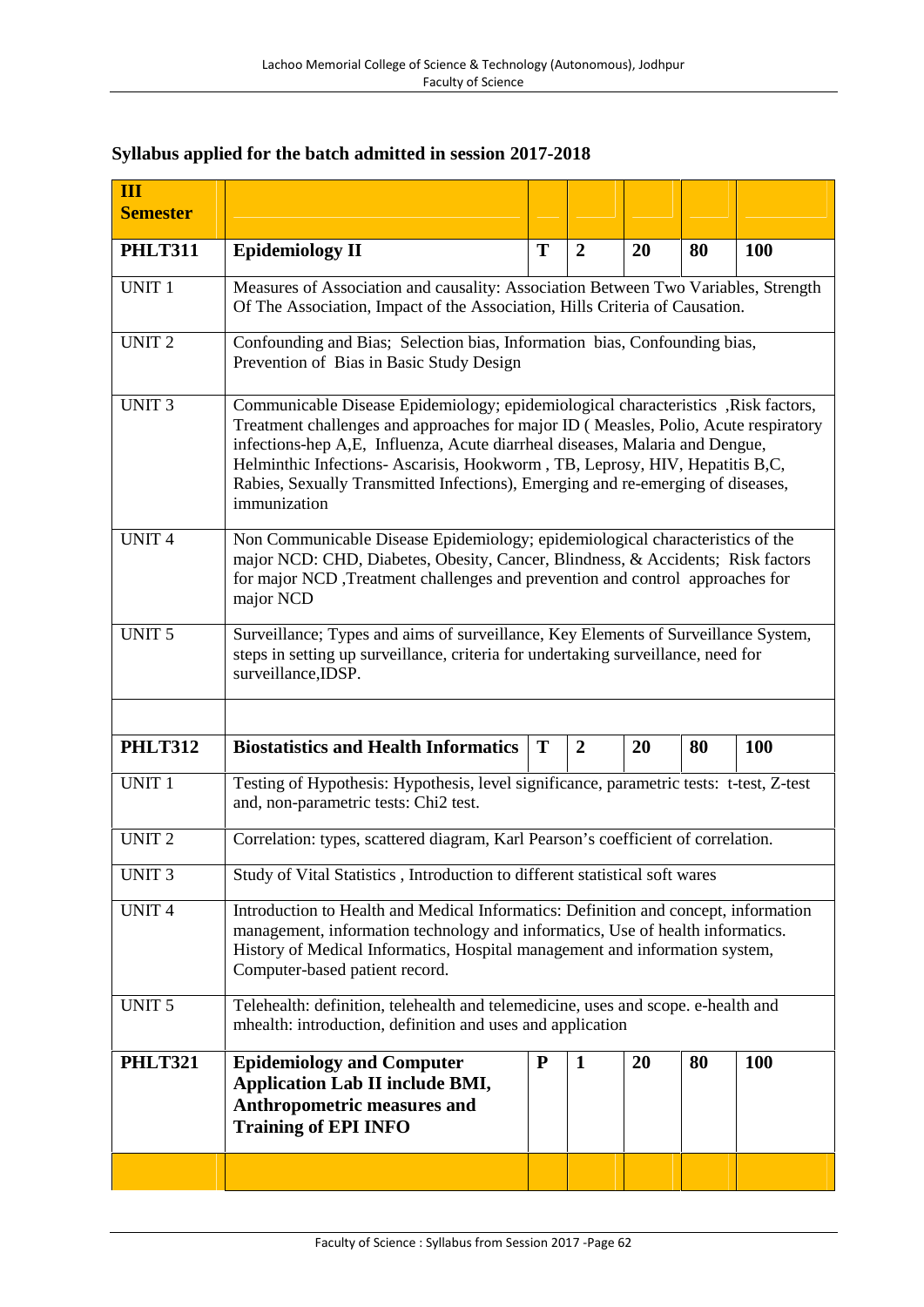## Syllabus applied for the batch admitted in session 2017-2018

| **III Semester** | | | | | | |
|---|---|---|---|---|---|---|
| **PHLT311** | **Epidemiology II** | **T** | **2** | **20** | **80** | **100** |
| UNIT 1 | Measures of Association and causality: Association Between Two Variables, Strength Of The Association, Impact of the Association, Hills Criteria of Causation. | | | | | |
| UNIT 2 | Confounding and Bias; Selection bias, Information bias, Confounding bias, Prevention of Bias in Basic Study Design | | | | | |
| UNIT 3 | Communicable Disease Epidemiology; epidemiological characteristics ,Risk factors, Treatment challenges and approaches for major ID ( Measles, Polio, Acute respiratory infections-hep A,E, Influenza, Acute diarrheal diseases, Malaria and Dengue, Helminthic Infections- Ascarisis, Hookworm , TB, Leprosy, HIV, Hepatitis B,C, Rabies, Sexually Transmitted Infections), Emerging and re-emerging of diseases, immunization | | | | | |
| UNIT 4 | Non Communicable Disease Epidemiology; epidemiological characteristics of the major NCD: CHD, Diabetes, Obesity, Cancer, Blindness, & Accidents; Risk factors for major NCD ,Treatment challenges and prevention and control approaches for major NCD | | | | | |
| UNIT 5 | Surveillance; Types and aims of surveillance, Key Elements of Surveillance System, steps in setting up surveillance, criteria for undertaking surveillance, need for surveillance,IDSP. | | | | | |
| | | | | | | |
| **PHLT312** | **Biostatistics and Health Informatics** | **T** | **2** | **20** | **80** | **100** |
| UNIT 1 | Testing of Hypothesis: Hypothesis, level significance, parametric tests: t-test, Z-test and, non-parametric tests: Chi2 test. | | | | | |
| UNIT 2 | Correlation: types, scattered diagram, Karl Pearson's coefficient of correlation. | | | | | |
| UNIT 3 | Study of Vital Statistics , Introduction to different statistical soft wares | | | | | |
| UNIT 4 | Introduction to Health and Medical Informatics: Definition and concept, information management, information technology and informatics, Use of health informatics. History of Medical Informatics, Hospital management and information system, Computer-based patient record. | | | | | |
| UNIT 5 | Telehealth: definition, telehealth and telemedicine, uses and scope. e-health and mhealth: introduction, definition and uses and application | | | | | |
| **PHLT321** | **Epidemiology and Computer Application Lab II include BMI, Anthropometric measures and Training of EPI INFO** | **P** | **1** | **20** | **80** | **100** |
| | | | | | | |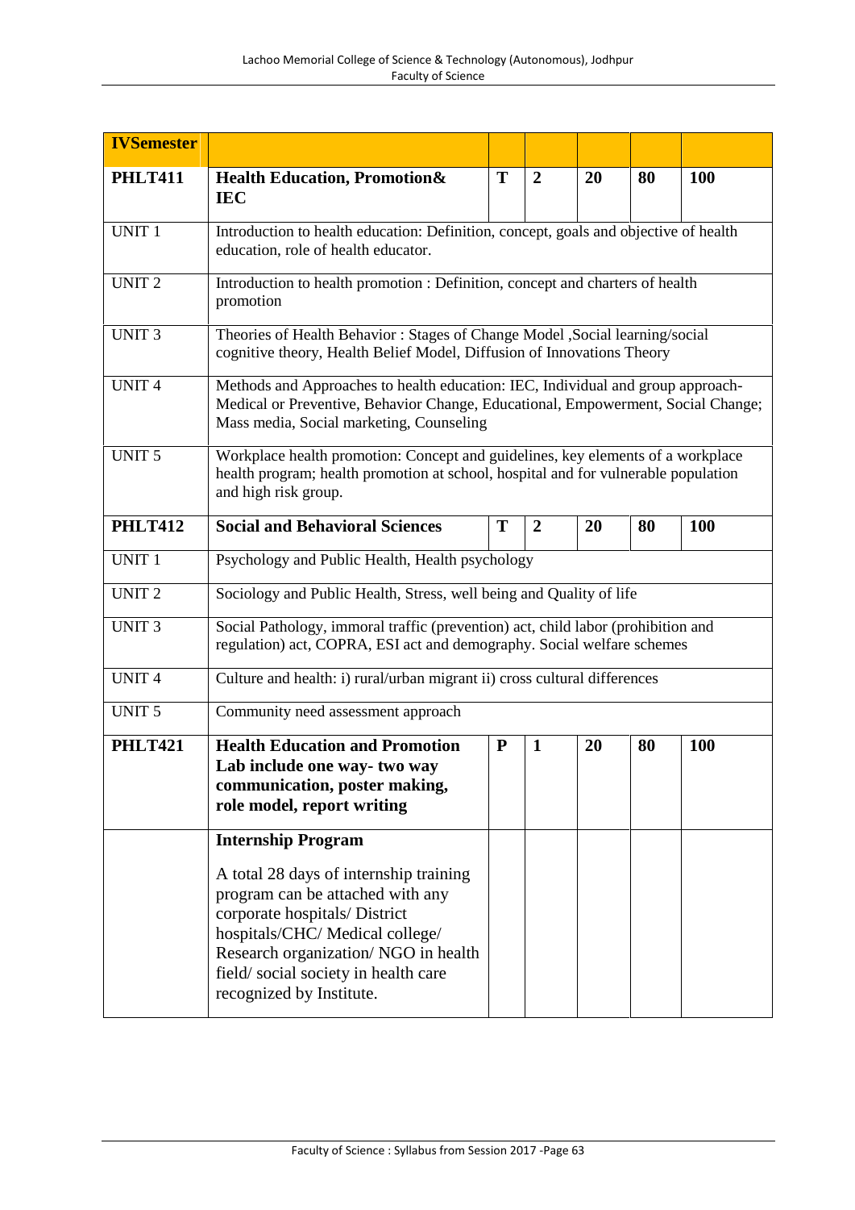| IVSemester | | | | | | |
|---|---|---|---|---|---|---|
| **PHLT411** | **Health Education, Promotion& IEC** | **T** | **2** | **20** | **80** | **100** |
| UNIT 1 | Introduction to health education: Definition, concept, goals and objective of health education, role of health educator. | | | | | |
| UNIT 2 | Introduction to health promotion : Definition, concept and charters of health promotion | | | | | |
| UNIT 3 | Theories of Health Behavior : Stages of Change Model ,Social learning/social cognitive theory, Health Belief Model, Diffusion of Innovations Theory | | | | | |
| UNIT 4 | Methods and Approaches to health education: IEC, Individual and group approach- Medical or Preventive, Behavior Change, Educational, Empowerment, Social Change; Mass media, Social marketing, Counseling | | | | | |
| UNIT 5 | Workplace health promotion: Concept and guidelines, key elements of a workplace health program; health promotion at school, hospital and for vulnerable population and high risk group. | | | | | |
| **PHLT412** | **Social and Behavioral Sciences** | **T** | **2** | **20** | **80** | **100** |
| UNIT 1 | Psychology and Public Health, Health psychology | | | | | |
| UNIT 2 | Sociology and Public Health, Stress, well being and Quality of life | | | | | |
| UNIT 3 | Social Pathology, immoral traffic (prevention) act, child labor (prohibition and regulation) act, COPRA, ESI act and demography. Social welfare schemes | | | | | |
| UNIT 4 | Culture and health: i) rural/urban migrant ii) cross cultural differences | | | | | |
| UNIT 5 | Community need assessment approach | | | | | |
| **PHLT421** | **Health Education and Promotion Lab include one way- two way communication, poster making, role model, report writing** | **P** | **1** | **20** | **80** | **100** |
| | **Internship Program**<br><br>A total 28 days of internship training program can be attached with any corporate hospitals/ District hospitals/CHC/ Medical college/ Research organization/ NGO in health field/ social society in health care recognized by Institute. | | | | | |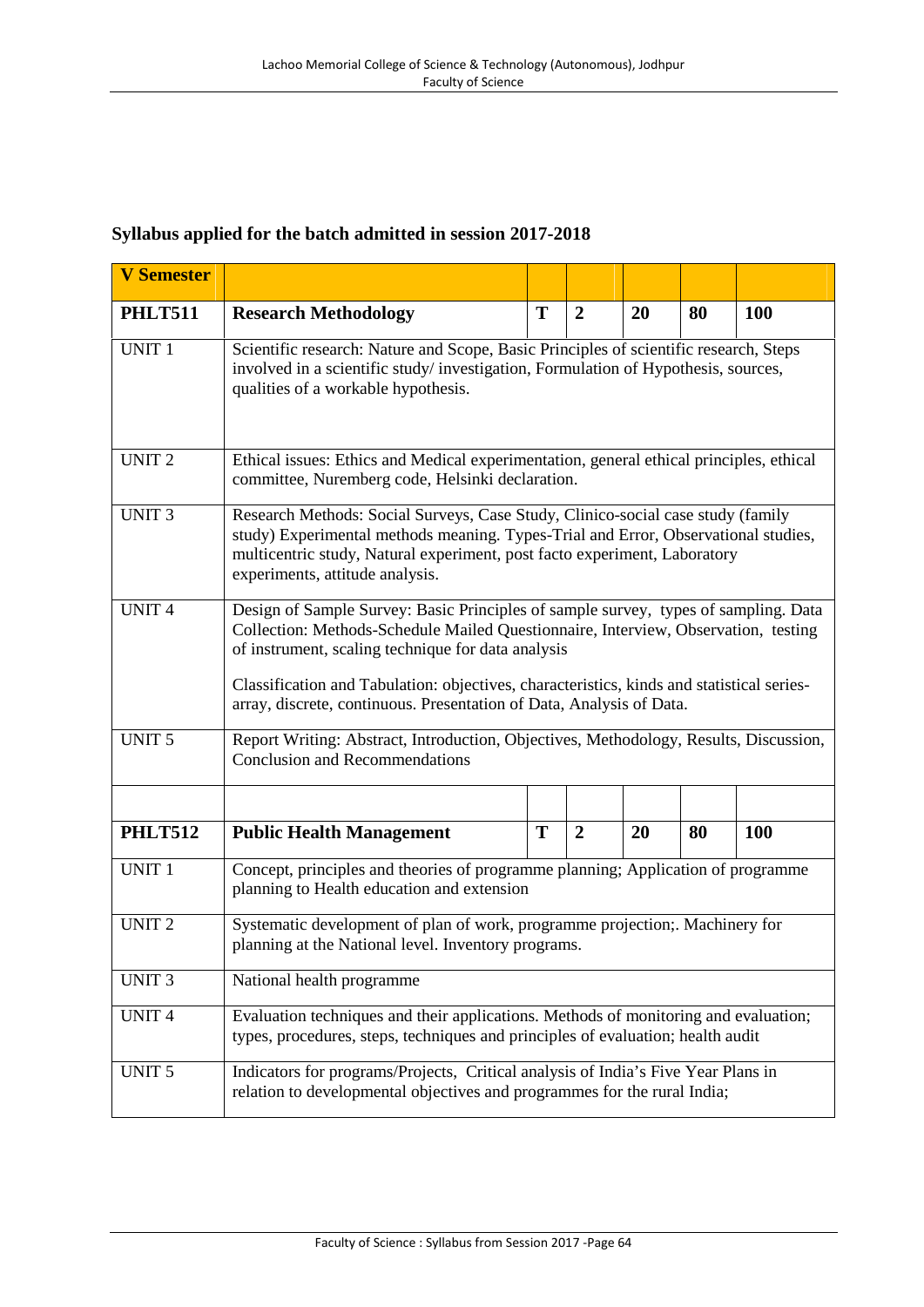**Syllabus applied for the batch admitted in session 2017-2018**

| **V Semester** | | | | | | |
|---|---|---|---|---|---|---|
| **PHLT511** | **Research Methodology** | **T** | **2** | **20** | **80** | **100** |
| UNIT 1 | Scientific research: Nature and Scope, Basic Principles of scientific research, Steps involved in a scientific study/ investigation, Formulation of Hypothesis, sources, qualities of a workable hypothesis. | | | | | |
| UNIT 2 | Ethical issues: Ethics and Medical experimentation, general ethical principles, ethical committee, Nuremberg code, Helsinki declaration. | | | | | |
| UNIT 3 | Research Methods: Social Surveys, Case Study, Clinico-social case study (family study) Experimental methods meaning. Types-Trial and Error, Observational studies, multicentric study, Natural experiment, post facto experiment, Laboratory experiments, attitude analysis. | | | | | |
| UNIT 4 | Design of Sample Survey: Basic Principles of sample survey, types of sampling. Data Collection: Methods-Schedule Mailed Questionnaire, Interview, Observation, testing of instrument, scaling technique for data analysis<br><br>Classification and Tabulation: objectives, characteristics, kinds and statistical series-array, discrete, continuous. Presentation of Data, Analysis of Data. | | | | | |
| UNIT 5 | Report Writing: Abstract, Introduction, Objectives, Methodology, Results, Discussion, Conclusion and Recommendations | | | | | |
| | | | | | | |
| **PHLT512** | **Public Health Management** | **T** | **2** | **20** | **80** | **100** |
| UNIT 1 | Concept, principles and theories of programme planning; Application of programme planning to Health education and extension | | | | | |
| UNIT 2 | Systematic development of plan of work, programme projection;. Machinery for planning at the National level. Inventory programs. | | | | | |
| UNIT 3 | National health programme | | | | | |
| UNIT 4 | Evaluation techniques and their applications. Methods of monitoring and evaluation; types, procedures, steps, techniques and principles of evaluation; health audit | | | | | |
| UNIT 5 | Indicators for programs/Projects, Critical analysis of India's Five Year Plans in relation to developmental objectives and programmes for the rural India; | | | | | |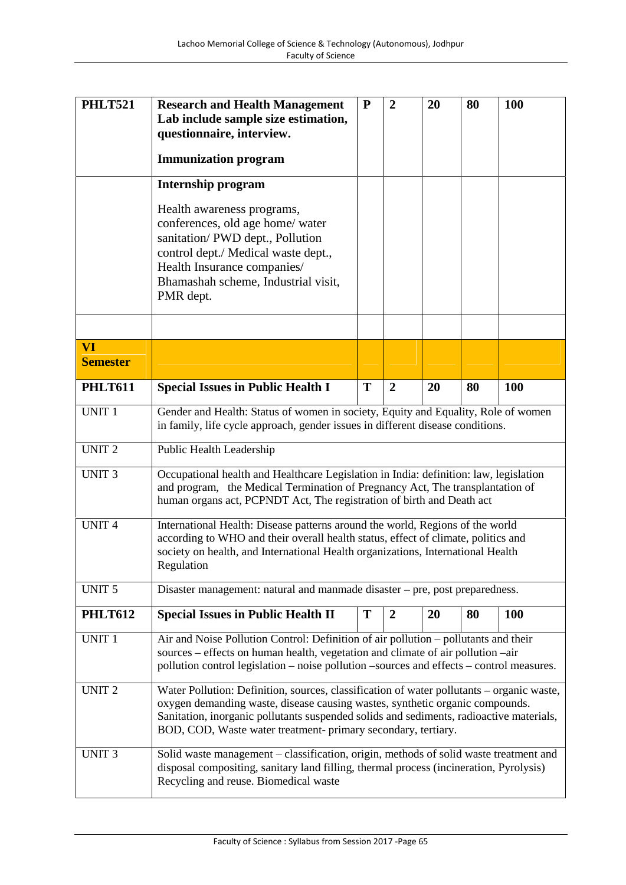| | | | | | | |
|---|---|---|---|---|---|---|
| **PHLT521** | **Research and Health Management Lab include sample size estimation, questionnaire, interview.** **Immunization program** | **P** | **2** | **20** | **80** | **100** |
| | **Internship program** Health awareness programs, conferences, old age home/ water sanitation/ PWD dept., Pollution control dept./ Medical waste dept., Health Insurance companies/ Bhamashah scheme, Industrial visit, PMR dept. | | | | | |
| | | | | | | |
| **VI Semester** | | | | | | |
| **PHLT611** | **Special Issues in Public Health I** | **T** | **2** | **20** | **80** | **100** |
| UNIT 1 | Gender and Health: Status of women in society, Equity and Equality, Role of women in family, life cycle approach, gender issues in different disease conditions. | | | | | |
| UNIT 2 | Public Health Leadership | | | | | |
| UNIT 3 | Occupational health and Healthcare Legislation in India: definition: law, legislation and program, the Medical Termination of Pregnancy Act, The transplantation of human organs act, PCPNDT Act, The registration of birth and Death act | | | | | |
| UNIT 4 | International Health: Disease patterns around the world, Regions of the world according to WHO and their overall health status, effect of climate, politics and society on health, and International Health organizations, International Health Regulation | | | | | |
| UNIT 5 | Disaster management: natural and manmade disaster – pre, post preparedness. | | | | | |
| **PHLT612** | **Special Issues in Public Health II** | **T** | **2** | **20** | **80** | **100** |
| UNIT 1 | Air and Noise Pollution Control: Definition of air pollution – pollutants and their sources – effects on human health, vegetation and climate of air pollution –air pollution control legislation – noise pollution –sources and effects – control measures. | | | | | |
| UNIT 2 | Water Pollution: Definition, sources, classification of water pollutants – organic waste, oxygen demanding waste, disease causing wastes, synthetic organic compounds. Sanitation, inorganic pollutants suspended solids and sediments, radioactive materials, BOD, COD, Waste water treatment- primary secondary, tertiary. | | | | | |
| UNIT 3 | Solid waste management – classification, origin, methods of solid waste treatment and disposal compositing, sanitary land filling, thermal process (incineration, Pyrolysis) Recycling and reuse. Biomedical waste | | | | | |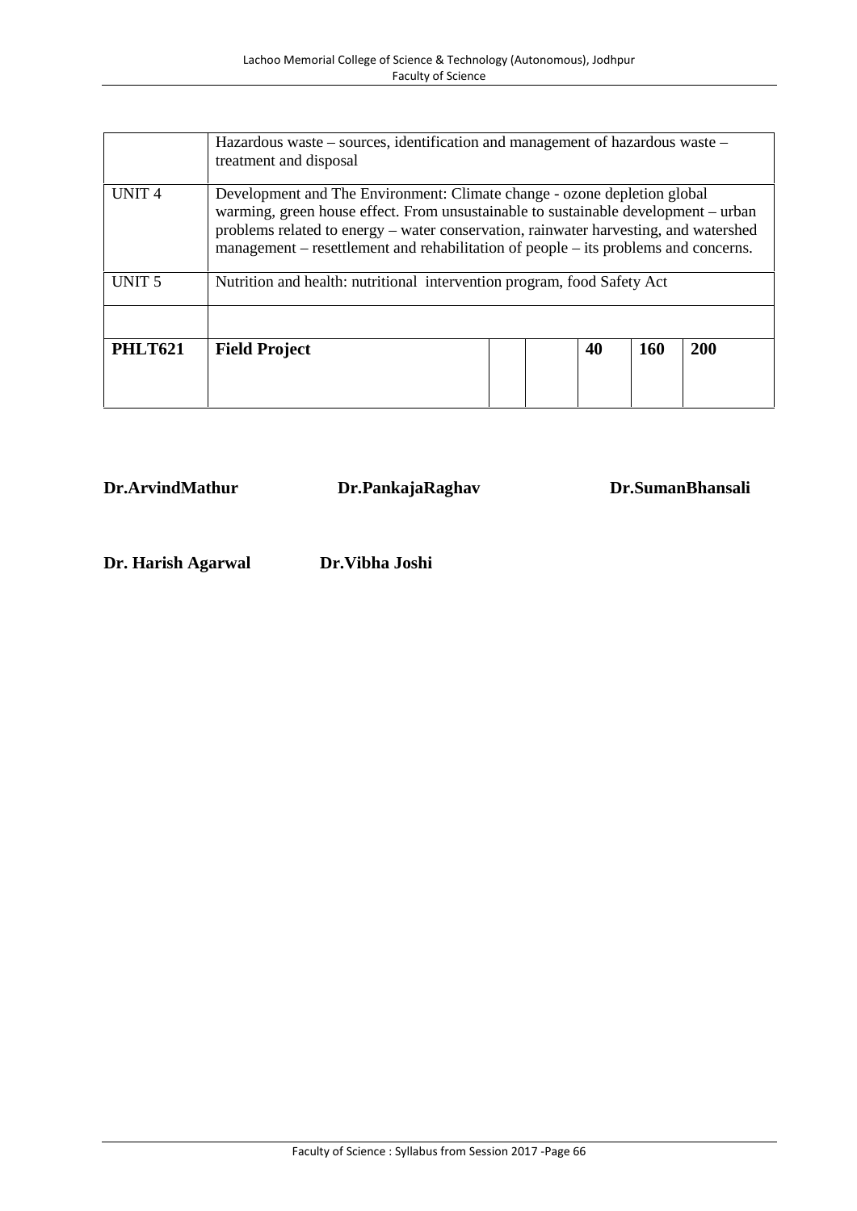| | | | | | | |
|---|---|---|---|---|---|---|
| | Hazardous waste – sources, identification and management of hazardous waste – treatment and disposal | | | | | |
| UNIT 4 | Development and The Environment: Climate change - ozone depletion global warming, green house effect. From unsustainable to sustainable development – urban problems related to energy – water conservation, rainwater harvesting, and watershed management – resettlement and rehabilitation of people – its problems and concerns. | | | | | |
| UNIT 5 | Nutrition and health: nutritional intervention program, food Safety Act | | | | | |
| | | | | | | |
| **PHLT621** | **Field Project** | | | **40** | **160** | **200** |

**Dr.ArvindMathur** **Dr.PankajaRaghav** **Dr.SumanBhansali**

**Dr. Harish Agarwal** **Dr.Vibha Joshi**